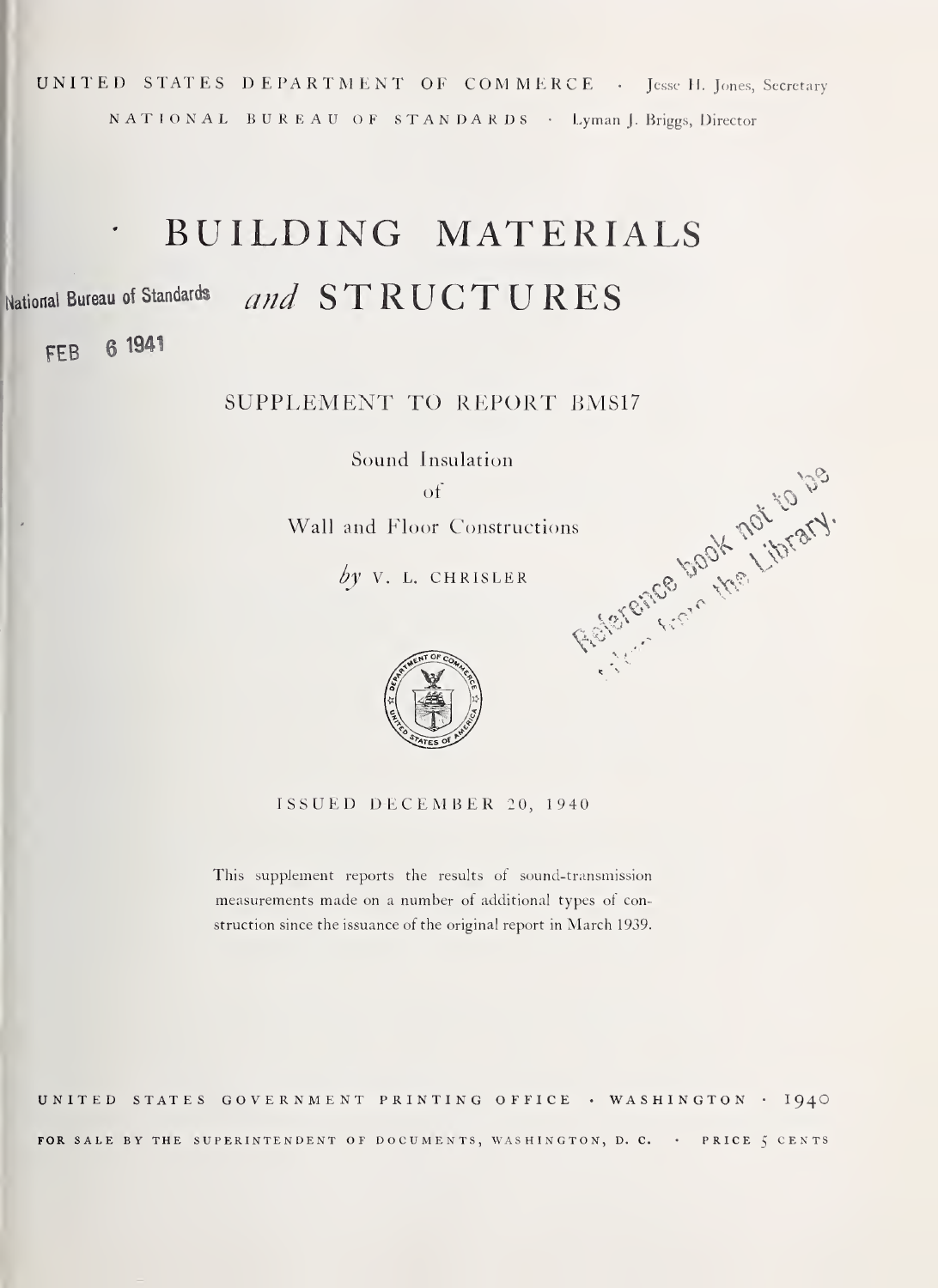UNITED STATES DEPARTMENT OF COMMERCE · Jesse H. Jones, Secretary

NATIONAL BUREAU OF STANDARDS · Lyman J. Briggs, Director

# BUILDING MATERIALS *and* STRUCTURES

National Bureau of Standards

FEB 6 1941

## SUPPLEMENT TO REPORT BMS17

Sound Insulation of Wall and Floor Constructions

*by* V. L. CHRISLER

Reference book not to be taken from the Library.

ISSUED DECEMBER 20, 1940

This supplement reports the results of sound-transmission measurements made on a number of additional types of construction since the issuance of the original report in March 1939.

UNITED STATES GOVERNMENT PRINTING OFFICE · WASHINGTON · 1940

FOR SALE BY THE SUPERINTENDENT OF DOCUMENTS, WASHINGTON, D. C. · PRICE 5 CENTS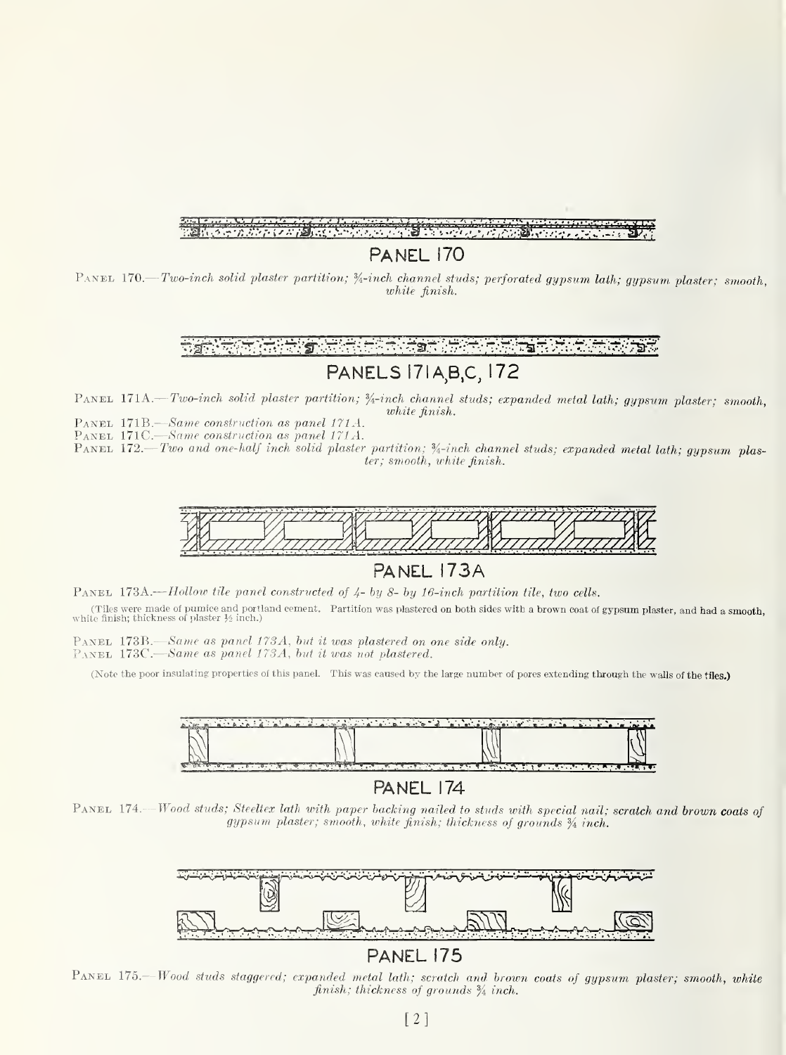PANEL 170

PANEL 170.—*Two-inch solid plaster partition; ¾-inch channel studs; perforated gypsum lath; gypsum plaster; smooth, white finish.*

PANELS 171A,B,C, 172

PANEL 171A.—*Two-inch solid plaster partition; ¾-inch channel studs; expanded metal lath; gypsum plaster; smooth, white finish.*

PANEL 171B.—*Same construction as panel 171A.*

PANEL 171C.—*Same construction as panel 171A.*

PANEL 172.—*Two and one-half inch solid plaster partition; ¾-inch channel studs; expanded metal lath; gypsum plaster; smooth, white finish.*

PANEL 173A

PANEL 173A.—*Hollow tile panel constructed of 4- by 8- by 16-inch partition tile, two cells.*

(Tiles were made of pumice and portland cement. Partition was plastered on both sides with a brown coat of gypsum plaster, and had a smooth, white finish; thickness of plaster ½ inch.)

PANEL 173B.—*Same as panel 173A, but it was plastered on one side only.*

PANEL 173C.—*Same as panel 173A, but it was not plastered.*

(Note the poor insulating properties of this panel. This was caused by the large number of pores extending through the walls of the tiles.)

PANEL 174

PANEL 174.—*Wood studs; Steeltex lath with paper backing nailed to studs with special nail; scratch and brown coats of gypsum plaster; smooth, white finish; thickness of grounds ¾ inch.*

PANEL 175

PANEL 175.—*Wood studs staggered; expanded metal lath; scratch and brown coats of gypsum plaster; smooth, white finish; thickness of grounds ¾ inch.*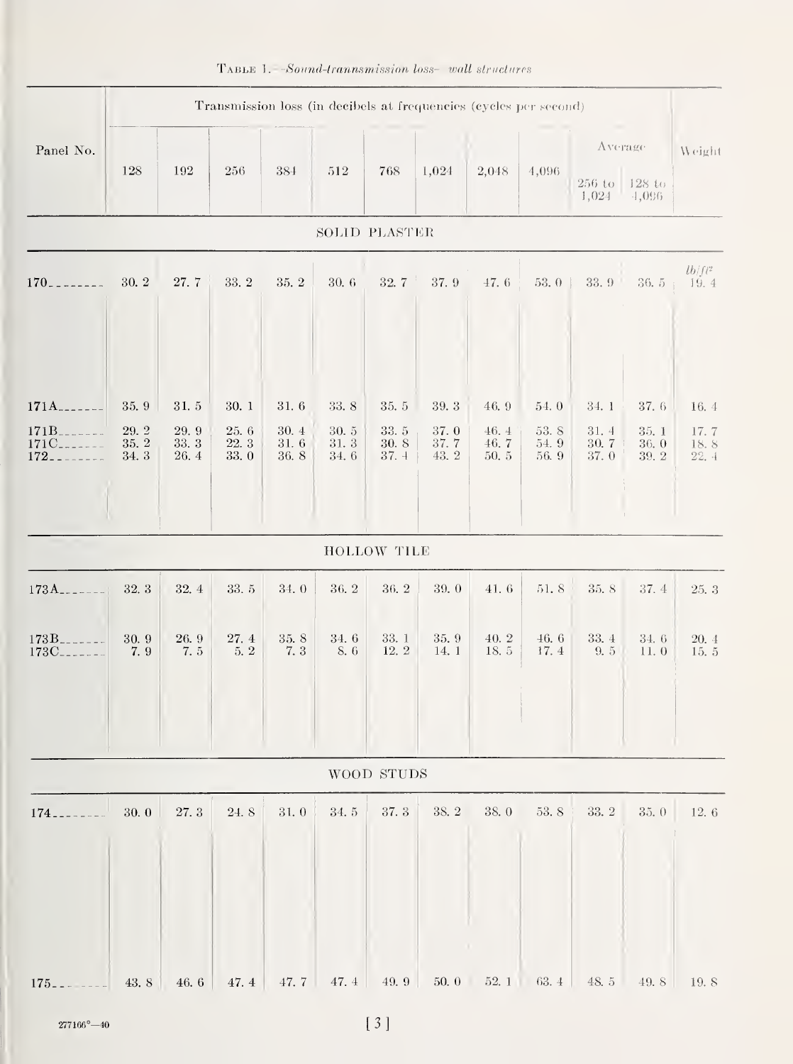Table 1.—*Sound-transmission loss—wall structures*

| Panel No. | Transmission loss (in decibels at frequencies (cycles per second) | | | | | | | | | | | Weight |
|---|---|---|---|---|---|---|---|---|---|---|---|---|
| | 128 | 192 | 256 | 384 | 512 | 768 | 1,024 | 2,048 | 4,096 | Average | | |
| | | | | | | | | | | 256 to 1,024 | 128 to 4,096 | |
| **SOLID PLASTER** | | | | | | | | | | | | |
| | | | | | | | | | | | | *lb/ft*[2] |
| 170 | 30.2 | 27.7 | 33.2 | 35.2 | 30.6 | 32.7 | 37.9 | 47.6 | 53.0 | 33.9 | 36.5 | 19.4 |
| 171A | 35.9 | 31.5 | 30.1 | 31.6 | 33.8 | 35.5 | 39.3 | 46.9 | 54.0 | 34.1 | 37.6 | 16.4 |
| 171B | 29.2 | 29.9 | 25.6 | 30.4 | 30.5 | 33.5 | 37.0 | 46.4 | 53.8 | 31.4 | 35.1 | 17.7 |
| 171C | 35.2 | 33.3 | 22.3 | 31.6 | 31.3 | 30.8 | 37.7 | 46.7 | 54.9 | 30.7 | 36.0 | 18.8 |
| 172 | 34.3 | 26.4 | 33.0 | 36.8 | 34.6 | 37.4 | 43.2 | 50.5 | 56.9 | 37.0 | 39.2 | 22.4 |
| **HOLLOW TILE** | | | | | | | | | | | | |
| 173A | 32.3 | 32.4 | 33.5 | 34.0 | 36.2 | 36.2 | 39.0 | 41.6 | 51.8 | 35.8 | 37.4 | 25.3 |
| 173B | 30.9 | 26.9 | 27.4 | 35.8 | 34.6 | 33.1 | 35.9 | 40.2 | 46.6 | 33.4 | 34.6 | 20.4 |
| 173C | 7.9 | 7.5 | 5.2 | 7.3 | 8.6 | 12.2 | 14.1 | 18.5 | 17.4 | 9.5 | 11.0 | 15.5 |
| **WOOD STUDS** | | | | | | | | | | | | |
| 174 | 30.0 | 27.3 | 24.8 | 31.0 | 34.5 | 37.3 | 38.2 | 38.0 | 53.8 | 33.2 | 35.0 | 12.6 |
| 175 | 43.8 | 46.6 | 47.4 | 47.7 | 47.4 | 49.9 | 50.0 | 52.1 | 63.4 | 48.5 | 49.8 | 19.8 |

277166°—40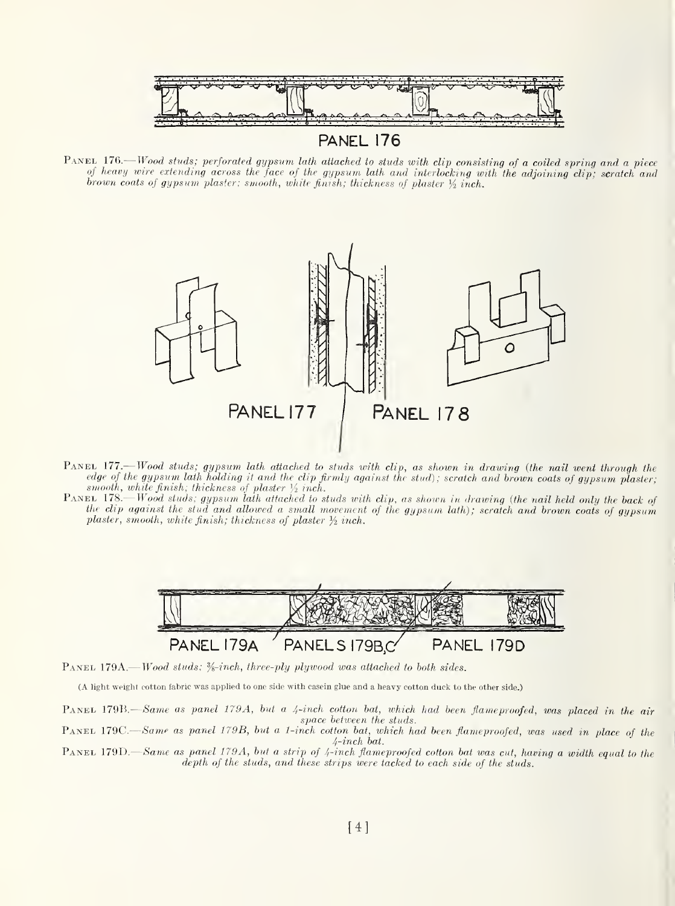PANEL 176

PANEL 176.—*Wood studs; perforated gypsum lath attached to studs with clip consisting of a coiled spring and a piece of heavy wire extending across the face of the gypsum lath and interlocking with the adjoining clip; scratch and brown coats of gypsum plaster; smooth, white finish; thickness of plaster ½ inch.*

PANEL 177 PANEL 178

PANEL 177.—*Wood studs; gypsum lath attached to studs with clip, as shown in drawing (the nail went through the edge of the gypsum lath holding it and the clip firmly against the stud); scratch and brown coats of gypsum plaster; smooth, white finish; thickness of plaster ½ inch.*

PANEL 178.—*Wood studs; gypsum lath attached to studs with clip, as shown in drawing (the nail held only the back of the clip against the stud and allowed a small movement of the gypsum lath); scratch and brown coats of gypsum plaster, smooth, white finish; thickness of plaster ½ inch.*

PANEL 179A PANELS 179B,C PANEL 179D

PANEL 179A.—*Wood studs; ⅜-inch, three-ply plywood was attached to both sides.*

(A light weight cotton fabric was applied to one side with casein glue and a heavy cotton duck to the other side.)

PANEL 179B.—*Same as panel 179A, but a ¼-inch cotton bat, which had been flameproofed, was placed in the air space between the studs.*

PANEL 179C.—*Same as panel 179B, but a 1-inch cotton bat, which had been flameproofed, was used in place of the ¼-inch bat.*

PANEL 179D.—*Same as panel 179A, but a strip of ¼-inch flameproofed cotton bat was cut, having a width equal to the depth of the studs, and these strips were tacked to each side of the studs.*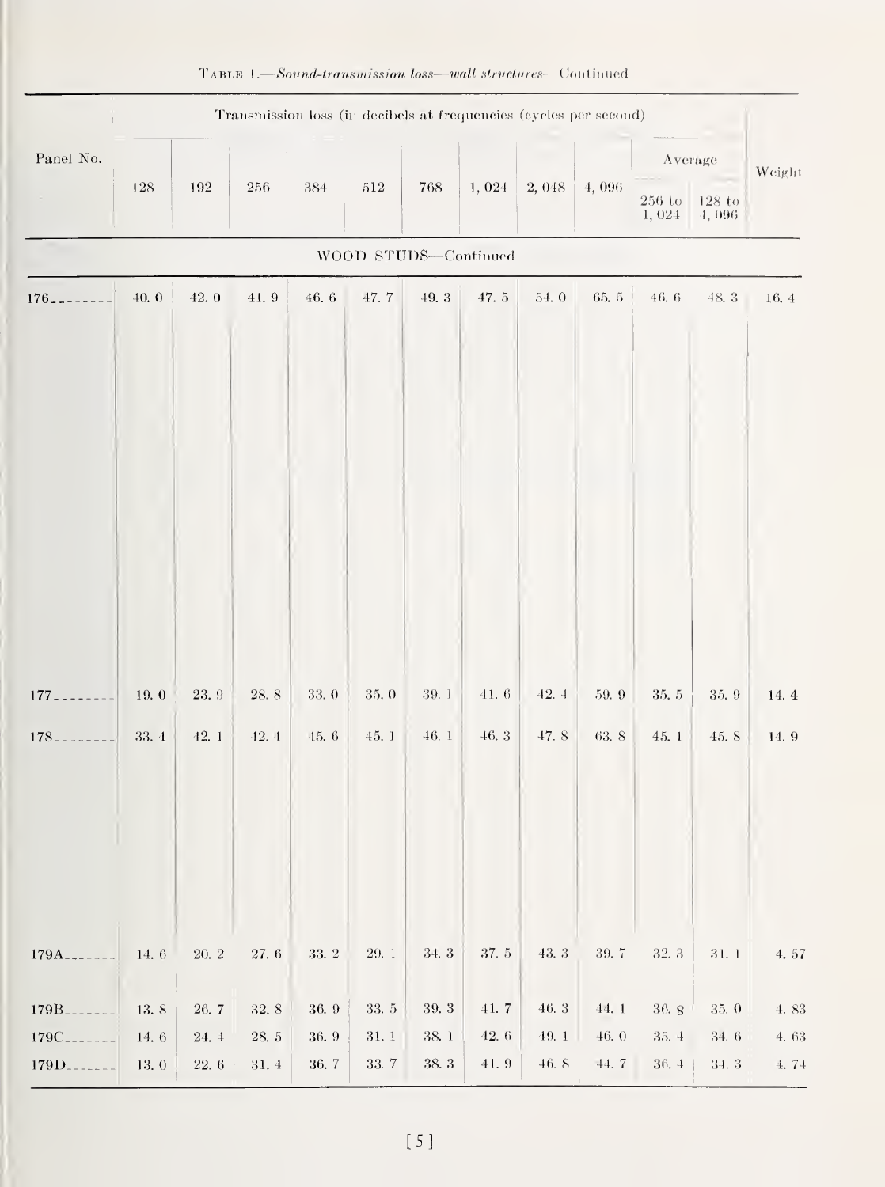TABLE 1.—*Sound-transmission loss—wall structures*—Continued

| Panel No. | Transmission loss (in decibels at frequencies (cycles per second)) | | | | | | | | | | | Weight |
|---|---|---|---|---|---|---|---|---|---|---|---|---|
| | 128 | 192 | 256 | 384 | 512 | 768 | 1,024 | 2,048 | 4,096 | Average 256 to 1,024 | Average 128 to 4,096 | |
| **WOOD STUDS—Continued** | | | | | | | | | | | | |
| 176 | 40.0 | 42.0 | 41.9 | 46.6 | 47.7 | 49.3 | 47.5 | 54.0 | 65.5 | 46.6 | 48.3 | 16.4 |
| 177 | 19.0 | 23.9 | 28.8 | 33.0 | 35.0 | 39.1 | 41.6 | 42.4 | 59.9 | 35.5 | 35.9 | 14.4 |
| 178 | 33.4 | 42.1 | 42.4 | 45.6 | 45.1 | 46.1 | 46.3 | 47.8 | 63.8 | 45.1 | 45.8 | 14.9 |
| 179A | 14.6 | 20.2 | 27.6 | 33.2 | 29.1 | 34.3 | 37.5 | 43.3 | 39.7 | 32.3 | 31.1 | 4.57 |
| 179B | 13.8 | 26.7 | 32.8 | 36.9 | 33.5 | 39.3 | 41.7 | 46.3 | 44.1 | 36.8 | 35.0 | 4.83 |
| 179C | 14.6 | 24.4 | 28.5 | 36.9 | 31.1 | 38.1 | 42.6 | 49.1 | 46.0 | 35.4 | 34.6 | 4.63 |
| 179D | 13.0 | 22.6 | 31.4 | 36.7 | 33.7 | 38.3 | 41.9 | 46.8 | 44.7 | 36.4 | 34.3 | 4.74 |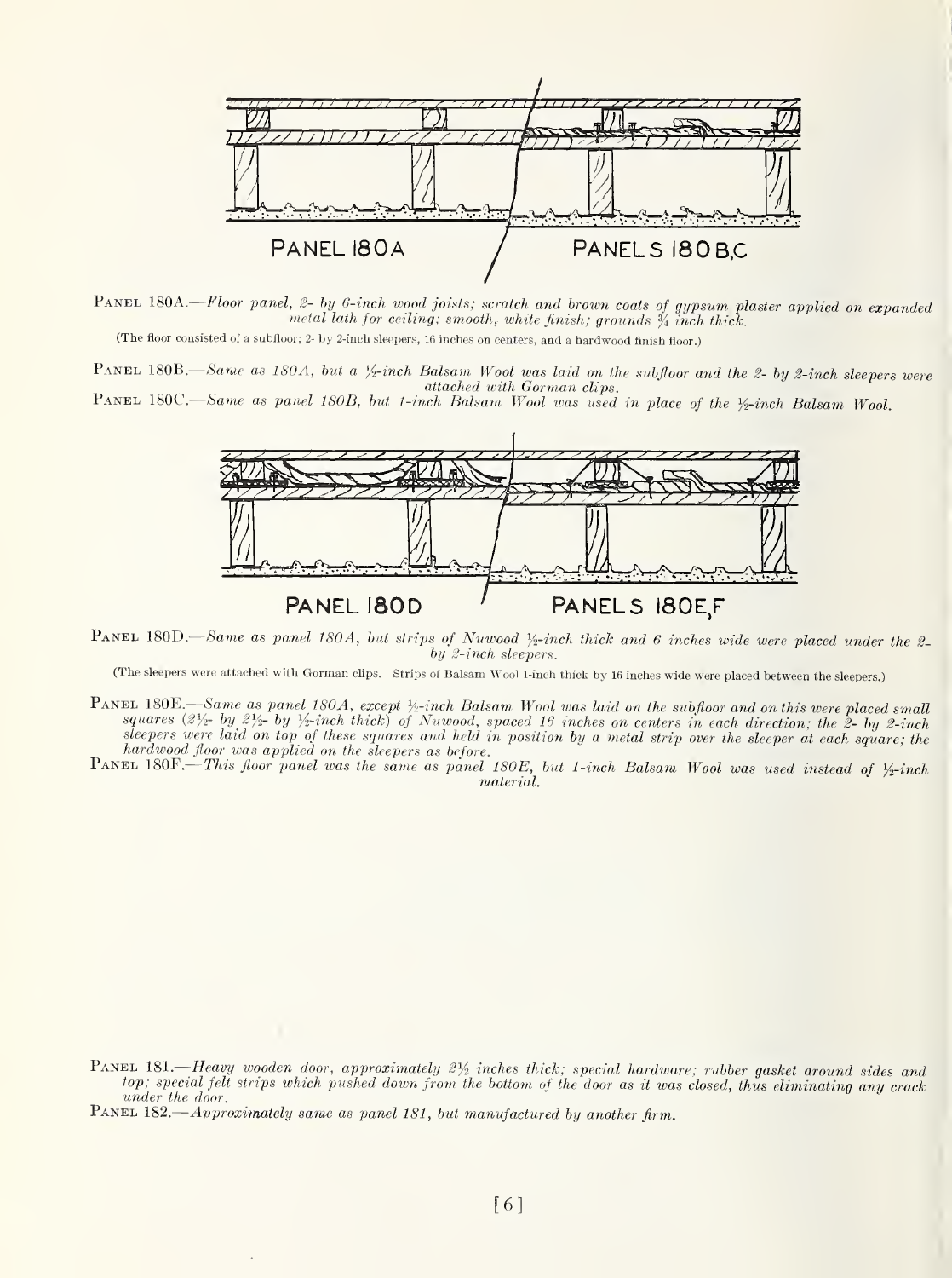PANEL 180A | PANELS 180B,C

PANEL 180A.—*Floor panel, 2- by 6-inch wood joists; scratch and brown coats of gypsum plaster applied on expanded metal lath for ceiling; smooth, white finish; grounds ¾ inch thick.*

(The floor consisted of a subfloor; 2- by 2-inch sleepers, 16 inches on centers, and a hardwood finish floor.)

PANEL 180B.—*Same as 180A, but a ½-inch Balsam Wool was laid on the subfloor and the 2- by 2-inch sleepers were attached with Gorman clips.*

PANEL 180C.—*Same as panel 180B, but 1-inch Balsam Wool was used in place of the ½-inch Balsam Wool.*

PANEL 180D | PANELS 180E,F

PANEL 180D.—*Same as panel 180A, but strips of Nuwood ½-inch thick and 6 inches wide were placed under the 2- by 2-inch sleepers.*

(The sleepers were attached with Gorman clips. Strips of Balsam Wool 1-inch thick by 16 inches wide were placed between the sleepers.)

PANEL 180E.—*Same as panel 180A, except ½-inch Balsam Wool was laid on the subfloor and on this were placed small squares (2½- by 2½- by ½-inch thick) of Nuwood, spaced 16 inches on centers in each direction; the 2- by 2-inch sleepers were laid on top of these squares and held in position by a metal strip over the sleeper at each square; the hardwood floor was applied on the sleepers as before.*

PANEL 180F.—*This floor panel was the same as panel 180E, but 1-inch Balsam Wool was used instead of ½-inch material.*

PANEL 181.—*Heavy wooden door, approximately 2½ inches thick; special hardware; rubber gasket around sides and top; special felt strips which pushed down from the bottom of the door as it was closed, thus eliminating any crack under the door.*

PANEL 182.—*Approximately same as panel 181, but manufactured by another firm.*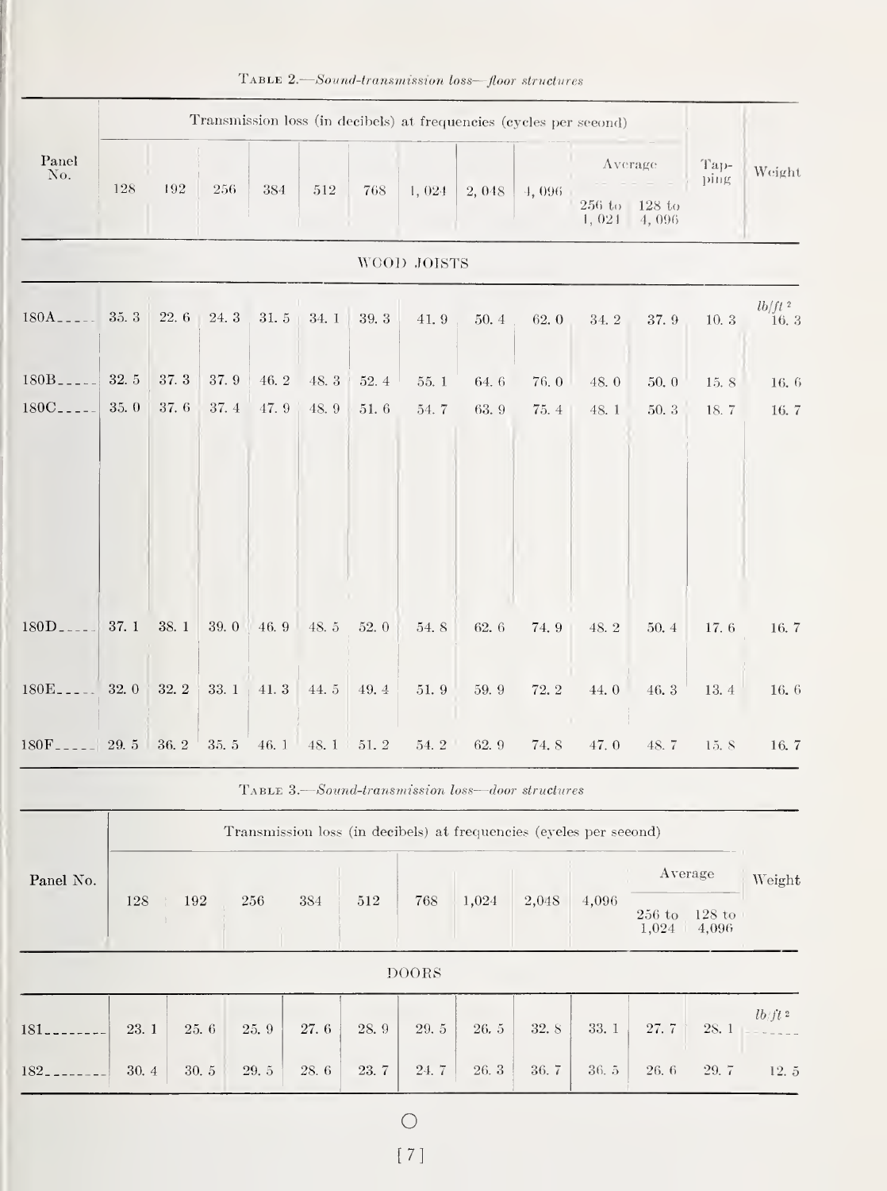TABLE 2.—*Sound-transmission loss—floor structures*

| Panel No. | Transmission loss (in decibels) at frequencies (cycles per second) | | | | | | | | | | | Tapping | Weight |
|---|---|---|---|---|---|---|---|---|---|---|---|---|---|
| | 128 | 192 | 256 | 384 | 512 | 768 | 1,024 | 2,048 | 4,096 | Average | | | |
| | | | | | | | | | | 256 to 1,024 | 128 to 4,096 | | |
| WOOD JOISTS | | | | | | | | | | | | | |
| 180A | 35.3 | 22.6 | 24.3 | 31.5 | 34.1 | 39.3 | 41.9 | 50.4 | 62.0 | 34.2 | 37.9 | 10.3 | lb/ft² 16.3 |
| 180B | 32.5 | 37.3 | 37.9 | 46.2 | 48.3 | 52.4 | 55.1 | 64.6 | 76.0 | 48.0 | 50.0 | 15.8 | 16.6 |
| 180C | 35.0 | 37.6 | 37.4 | 47.9 | 48.9 | 51.6 | 54.7 | 63.9 | 75.4 | 48.1 | 50.3 | 18.7 | 16.7 |
| 180D | 37.1 | 38.1 | 39.0 | 46.9 | 48.5 | 52.0 | 54.8 | 62.6 | 74.9 | 48.2 | 50.4 | 17.6 | 16.7 |
| 180E | 32.0 | 32.2 | 33.1 | 41.3 | 44.5 | 49.4 | 51.9 | 59.9 | 72.2 | 44.0 | 46.3 | 13.4 | 16.6 |
| 180F | 29.5 | 36.2 | 35.5 | 46.1 | 48.1 | 51.2 | 54.2 | 62.9 | 74.8 | 47.0 | 48.7 | 15.8 | 16.7 |

TABLE 3.—*Sound-transmission loss—door structures*

| Panel No. | Transmission loss (in decibels) at frequencies (cycles per second) | | | | | | | | | | | Weight |
|---|---|---|---|---|---|---|---|---|---|---|---|---|
| | 128 | 192 | 256 | 384 | 512 | 768 | 1,024 | 2,048 | 4,096 | Average | | |
| | | | | | | | | | | 256 to 1,024 | 128 to 4,096 | |
| DOORS | | | | | | | | | | | | |
| 181 | 23.1 | 25.6 | 25.9 | 27.6 | 28.9 | 29.5 | 26.5 | 32.8 | 33.1 | 27.7 | 28.1 | lb/ft² ------ |
| 182 | 30.4 | 30.5 | 29.5 | 28.6 | 23.7 | 24.7 | 26.3 | 36.7 | 36.5 | 26.6 | 29.7 | 12.5 |